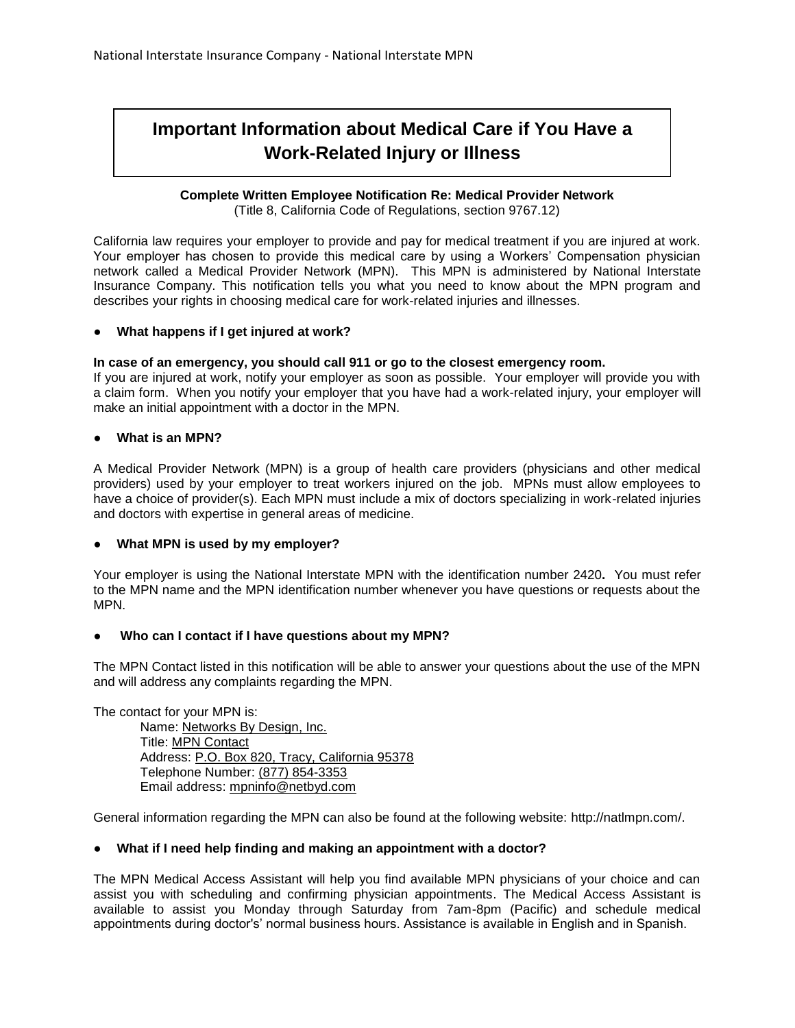# Important Information about Medical Care if You Have a Work-Related Injury or Illness

**Complete Written Employee Notification Re: Medical Provider Network**
(Title 8, California Code of Regulations, section 9767.12)

California law requires your employer to provide and pay for medical treatment if you are injured at work. Your employer has chosen to provide this medical care by using a Workers' Compensation physician network called a Medical Provider Network (MPN). This MPN is administered by National Interstate Insurance Company. This notification tells you what you need to know about the MPN program and describes your rights in choosing medical care for work-related injuries and illnesses.

- **What happens if I get injured at work?**

**In case of an emergency, you should call 911 or go to the closest emergency room.**
If you are injured at work, notify your employer as soon as possible. Your employer will provide you with a claim form. When you notify your employer that you have had a work-related injury, your employer will make an initial appointment with a doctor in the MPN.

- **What is an MPN?**

A Medical Provider Network (MPN) is a group of health care providers (physicians and other medical providers) used by your employer to treat workers injured on the job. MPNs must allow employees to have a choice of provider(s). Each MPN must include a mix of doctors specializing in work-related injuries and doctors with expertise in general areas of medicine.

- **What MPN is used by my employer?**

Your employer is using the National Interstate MPN with the identification number 2420**.** You must refer to the MPN name and the MPN identification number whenever you have questions or requests about the MPN.

- **Who can I contact if I have questions about my MPN?**

The MPN Contact listed in this notification will be able to answer your questions about the use of the MPN and will address any complaints regarding the MPN.

The contact for your MPN is:

Name: Networks By Design, Inc.
Title: MPN Contact
Address: P.O. Box 820, Tracy, California 95378
Telephone Number: (877) 854-3353
Email address: mpninfo@netbyd.com

General information regarding the MPN can also be found at the following website: http://natlmpn.com/.

- **What if I need help finding and making an appointment with a doctor?**

The MPN Medical Access Assistant will help you find available MPN physicians of your choice and can assist you with scheduling and confirming physician appointments. The Medical Access Assistant is available to assist you Monday through Saturday from 7am-8pm (Pacific) and schedule medical appointments during doctor's' normal business hours. Assistance is available in English and in Spanish.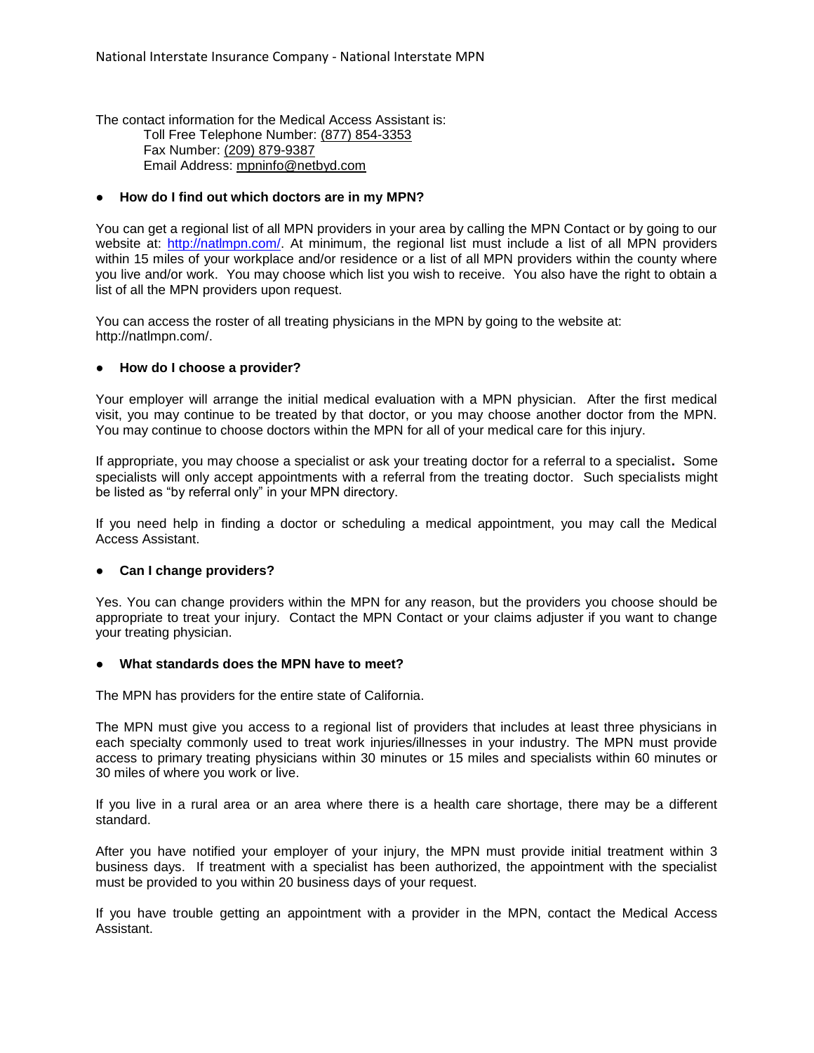The contact information for the Medical Access Assistant is:

Toll Free Telephone Number: (877) 854-3353
Fax Number: (209) 879-9387
Email Address: mpninfo@netbyd.com

- **How do I find out which doctors are in my MPN?**

You can get a regional list of all MPN providers in your area by calling the MPN Contact or by going to our website at: http://natlmpn.com/. At minimum, the regional list must include a list of all MPN providers within 15 miles of your workplace and/or residence or a list of all MPN providers within the county where you live and/or work. You may choose which list you wish to receive. You also have the right to obtain a list of all the MPN providers upon request.

You can access the roster of all treating physicians in the MPN by going to the website at: http://natlmpn.com/.

- **How do I choose a provider?**

Your employer will arrange the initial medical evaluation with a MPN physician. After the first medical visit, you may continue to be treated by that doctor, or you may choose another doctor from the MPN. You may continue to choose doctors within the MPN for all of your medical care for this injury.

If appropriate, you may choose a specialist or ask your treating doctor for a referral to a specialist. Some specialists will only accept appointments with a referral from the treating doctor. Such specialists might be listed as "by referral only" in your MPN directory.

If you need help in finding a doctor or scheduling a medical appointment, you may call the Medical Access Assistant.

- **Can I change providers?**

Yes. You can change providers within the MPN for any reason, but the providers you choose should be appropriate to treat your injury. Contact the MPN Contact or your claims adjuster if you want to change your treating physician.

- **What standards does the MPN have to meet?**

The MPN has providers for the entire state of California.

The MPN must give you access to a regional list of providers that includes at least three physicians in each specialty commonly used to treat work injuries/illnesses in your industry. The MPN must provide access to primary treating physicians within 30 minutes or 15 miles and specialists within 60 minutes or 30 miles of where you work or live.

If you live in a rural area or an area where there is a health care shortage, there may be a different standard.

After you have notified your employer of your injury, the MPN must provide initial treatment within 3 business days. If treatment with a specialist has been authorized, the appointment with the specialist must be provided to you within 20 business days of your request.

If you have trouble getting an appointment with a provider in the MPN, contact the Medical Access Assistant.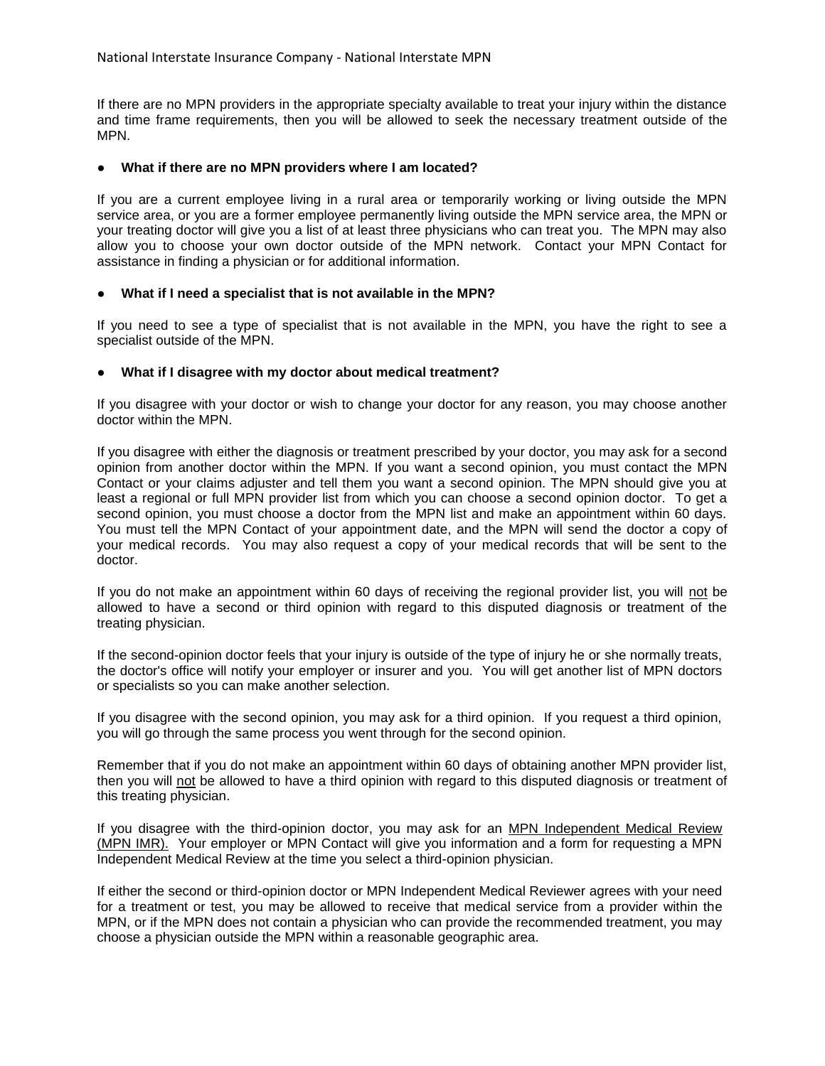If there are no MPN providers in the appropriate specialty available to treat your injury within the distance and time frame requirements, then you will be allowed to seek the necessary treatment outside of the MPN.

- **What if there are no MPN providers where I am located?**

If you are a current employee living in a rural area or temporarily working or living outside the MPN service area, or you are a former employee permanently living outside the MPN service area, the MPN or your treating doctor will give you a list of at least three physicians who can treat you. The MPN may also allow you to choose your own doctor outside of the MPN network. Contact your MPN Contact for assistance in finding a physician or for additional information.

- **What if I need a specialist that is not available in the MPN?**

If you need to see a type of specialist that is not available in the MPN, you have the right to see a specialist outside of the MPN.

- **What if I disagree with my doctor about medical treatment?**

If you disagree with your doctor or wish to change your doctor for any reason, you may choose another doctor within the MPN.

If you disagree with either the diagnosis or treatment prescribed by your doctor, you may ask for a second opinion from another doctor within the MPN. If you want a second opinion, you must contact the MPN Contact or your claims adjuster and tell them you want a second opinion. The MPN should give you at least a regional or full MPN provider list from which you can choose a second opinion doctor. To get a second opinion, you must choose a doctor from the MPN list and make an appointment within 60 days. You must tell the MPN Contact of your appointment date, and the MPN will send the doctor a copy of your medical records. You may also request a copy of your medical records that will be sent to the doctor.

If you do not make an appointment within 60 days of receiving the regional provider list, you will not be allowed to have a second or third opinion with regard to this disputed diagnosis or treatment of the treating physician.

If the second-opinion doctor feels that your injury is outside of the type of injury he or she normally treats, the doctor's office will notify your employer or insurer and you. You will get another list of MPN doctors or specialists so you can make another selection.

If you disagree with the second opinion, you may ask for a third opinion. If you request a third opinion, you will go through the same process you went through for the second opinion.

Remember that if you do not make an appointment within 60 days of obtaining another MPN provider list, then you will not be allowed to have a third opinion with regard to this disputed diagnosis or treatment of this treating physician.

If you disagree with the third-opinion doctor, you may ask for an MPN Independent Medical Review (MPN IMR). Your employer or MPN Contact will give you information and a form for requesting a MPN Independent Medical Review at the time you select a third-opinion physician.

If either the second or third-opinion doctor or MPN Independent Medical Reviewer agrees with your need for a treatment or test, you may be allowed to receive that medical service from a provider within the MPN, or if the MPN does not contain a physician who can provide the recommended treatment, you may choose a physician outside the MPN within a reasonable geographic area.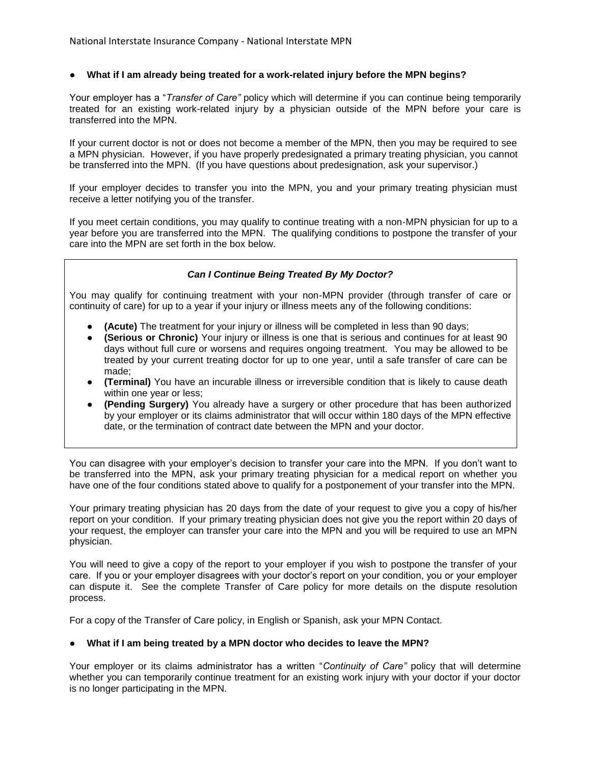- **What if I am already being treated for a work-related injury before the MPN begins?**

Your employer has a "*Transfer of Care"* policy which will determine if you can continue being temporarily treated for an existing work-related injury by a physician outside of the MPN before your care is transferred into the MPN.

If your current doctor is not or does not become a member of the MPN, then you may be required to see a MPN physician. However, if you have properly predesignated a primary treating physician, you cannot be transferred into the MPN. (If you have questions about predesignation, ask your supervisor.)

If your employer decides to transfer you into the MPN, you and your primary treating physician must receive a letter notifying you of the transfer.

If you meet certain conditions, you may qualify to continue treating with a non-MPN physician for up to a year before you are transferred into the MPN. The qualifying conditions to postpone the transfer of your care into the MPN are set forth in the box below.

***Can I Continue Being Treated By My Doctor?***

You may qualify for continuing treatment with your non-MPN provider (through transfer of care or continuity of care) for up to a year if your injury or illness meets any of the following conditions:

- **(Acute)** The treatment for your injury or illness will be completed in less than 90 days;
- **(Serious or Chronic)** Your injury or illness is one that is serious and continues for at least 90 days without full cure or worsens and requires ongoing treatment. You may be allowed to be treated by your current treating doctor for up to one year, until a safe transfer of care can be made;
- **(Terminal)** You have an incurable illness or irreversible condition that is likely to cause death within one year or less;
- **(Pending Surgery)** You already have a surgery or other procedure that has been authorized by your employer or its claims administrator that will occur within 180 days of the MPN effective date, or the termination of contract date between the MPN and your doctor.

You can disagree with your employer's decision to transfer your care into the MPN. If you don't want to be transferred into the MPN, ask your primary treating physician for a medical report on whether you have one of the four conditions stated above to qualify for a postponement of your transfer into the MPN.

Your primary treating physician has 20 days from the date of your request to give you a copy of his/her report on your condition. If your primary treating physician does not give you the report within 20 days of your request, the employer can transfer your care into the MPN and you will be required to use an MPN physician.

You will need to give a copy of the report to your employer if you wish to postpone the transfer of your care. If you or your employer disagrees with your doctor's report on your condition, you or your employer can dispute it. See the complete Transfer of Care policy for more details on the dispute resolution process.

For a copy of the Transfer of Care policy, in English or Spanish, ask your MPN Contact.

- **What if I am being treated by a MPN doctor who decides to leave the MPN?**

Your employer or its claims administrator has a written "*Continuity of Care"* policy that will determine whether you can temporarily continue treatment for an existing work injury with your doctor if your doctor is no longer participating in the MPN.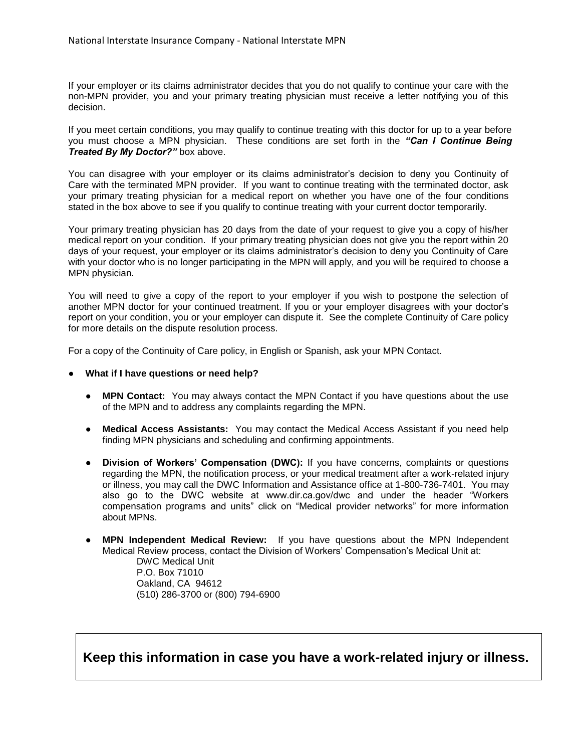If your employer or its claims administrator decides that you do not qualify to continue your care with the non-MPN provider, you and your primary treating physician must receive a letter notifying you of this decision.

If you meet certain conditions, you may qualify to continue treating with this doctor for up to a year before you must choose a MPN physician. These conditions are set forth in the ***"Can I Continue Being Treated By My Doctor?"*** box above.

You can disagree with your employer or its claims administrator's decision to deny you Continuity of Care with the terminated MPN provider. If you want to continue treating with the terminated doctor, ask your primary treating physician for a medical report on whether you have one of the four conditions stated in the box above to see if you qualify to continue treating with your current doctor temporarily.

Your primary treating physician has 20 days from the date of your request to give you a copy of his/her medical report on your condition. If your primary treating physician does not give you the report within 20 days of your request, your employer or its claims administrator's decision to deny you Continuity of Care with your doctor who is no longer participating in the MPN will apply, and you will be required to choose a MPN physician.

You will need to give a copy of the report to your employer if you wish to postpone the selection of another MPN doctor for your continued treatment. If you or your employer disagrees with your doctor's report on your condition, you or your employer can dispute it. See the complete Continuity of Care policy for more details on the dispute resolution process.

For a copy of the Continuity of Care policy, in English or Spanish, ask your MPN Contact.

- **What if I have questions or need help?**
  - **MPN Contact:** You may always contact the MPN Contact if you have questions about the use of the MPN and to address any complaints regarding the MPN.
  - **Medical Access Assistants:** You may contact the Medical Access Assistant if you need help finding MPN physicians and scheduling and confirming appointments.
  - **Division of Workers' Compensation (DWC):** If you have concerns, complaints or questions regarding the MPN, the notification process, or your medical treatment after a work-related injury or illness, you may call the DWC Information and Assistance office at 1-800-736-7401. You may also go to the DWC website at www.dir.ca.gov/dwc and under the header "Workers compensation programs and units" click on "Medical provider networks" for more information about MPNs.
  - **MPN Independent Medical Review:** If you have questions about the MPN Independent Medical Review process, contact the Division of Workers' Compensation's Medical Unit at:

    DWC Medical Unit
    P.O. Box 71010
    Oakland, CA 94612
    (510) 286-3700 or (800) 794-6900

**Keep this information in case you have a work-related injury or illness.**